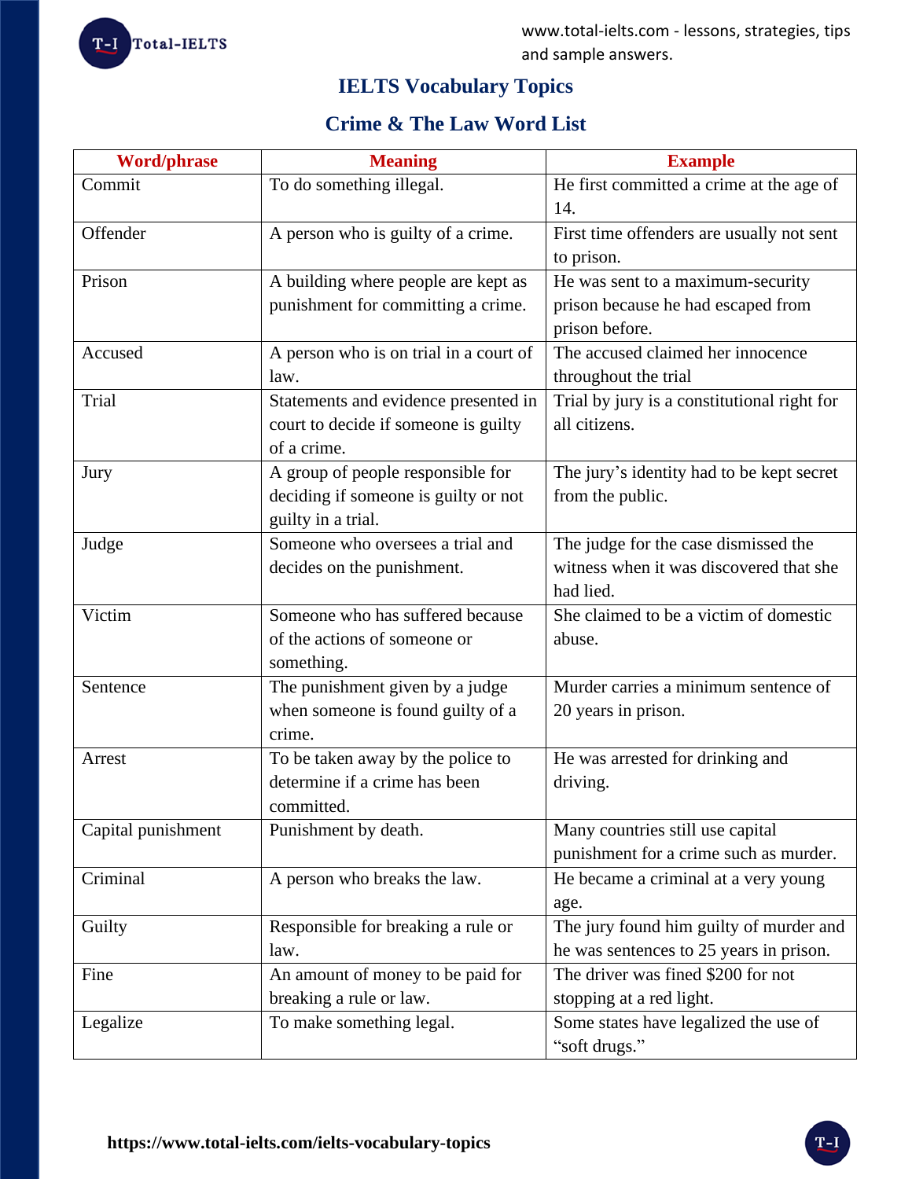# IELTS Vocabulary Topics

## Crime & The Law Word List

| Word/phrase | Meaning | Example |
|---|---|---|
| Commit | To do something illegal. | He first committed a crime at the age of 14. |
| Offender | A person who is guilty of a crime. | First time offenders are usually not sent to prison. |
| Prison | A building where people are kept as punishment for committing a crime. | He was sent to a maximum-security prison because he had escaped from prison before. |
| Accused | A person who is on trial in a court of law. | The accused claimed her innocence throughout the trial |
| Trial | Statements and evidence presented in court to decide if someone is guilty of a crime. | Trial by jury is a constitutional right for all citizens. |
| Jury | A group of people responsible for deciding if someone is guilty or not guilty in a trial. | The jury's identity had to be kept secret from the public. |
| Judge | Someone who oversees a trial and decides on the punishment. | The judge for the case dismissed the witness when it was discovered that she had lied. |
| Victim | Someone who has suffered because of the actions of someone or something. | She claimed to be a victim of domestic abuse. |
| Sentence | The punishment given by a judge when someone is found guilty of a crime. | Murder carries a minimum sentence of 20 years in prison. |
| Arrest | To be taken away by the police to determine if a crime has been committed. | He was arrested for drinking and driving. |
| Capital punishment | Punishment by death. | Many countries still use capital punishment for a crime such as murder. |
| Criminal | A person who breaks the law. | He became a criminal at a very young age. |
| Guilty | Responsible for breaking a rule or law. | The jury found him guilty of murder and he was sentences to 25 years in prison. |
| Fine | An amount of money to be paid for breaking a rule or law. | The driver was fined $200 for not stopping at a red light. |
| Legalize | To make something legal. | Some states have legalized the use of "soft drugs." |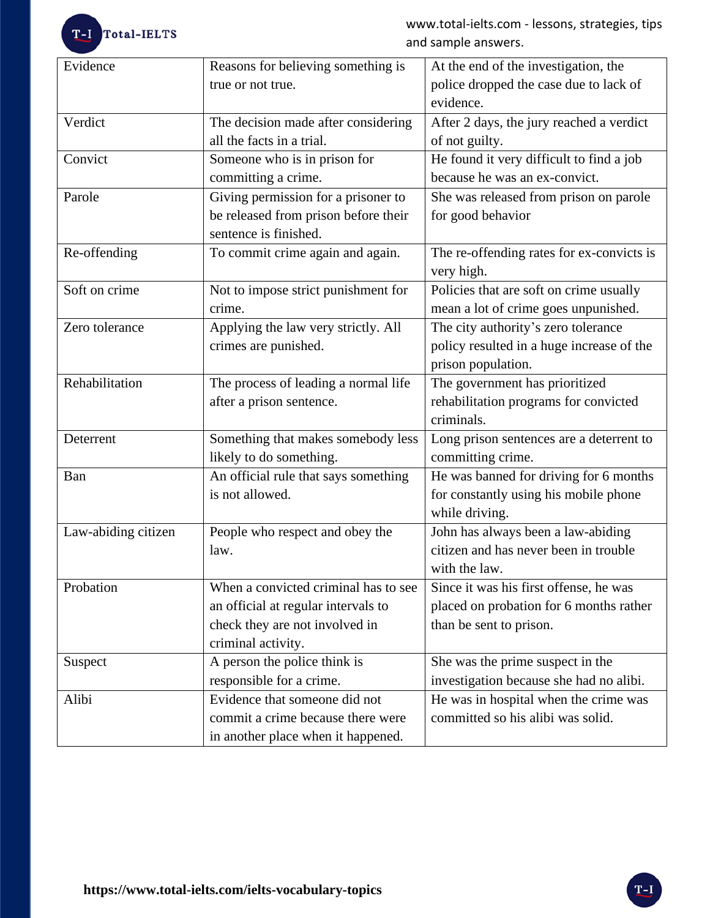| Evidence | Reasons for believing something is true or not true. | At the end of the investigation, the police dropped the case due to lack of evidence. |
|---|---|---|
| Verdict | The decision made after considering all the facts in a trial. | After 2 days, the jury reached a verdict of not guilty. |
| Convict | Someone who is in prison for committing a crime. | He found it very difficult to find a job because he was an ex-convict. |
| Parole | Giving permission for a prisoner to be released from prison before their sentence is finished. | She was released from prison on parole for good behavior |
| Re-offending | To commit crime again and again. | The re-offending rates for ex-convicts is very high. |
| Soft on crime | Not to impose strict punishment for crime. | Policies that are soft on crime usually mean a lot of crime goes unpunished. |
| Zero tolerance | Applying the law very strictly. All crimes are punished. | The city authority's zero tolerance policy resulted in a huge increase of the prison population. |
| Rehabilitation | The process of leading a normal life after a prison sentence. | The government has prioritized rehabilitation programs for convicted criminals. |
| Deterrent | Something that makes somebody less likely to do something. | Long prison sentences are a deterrent to committing crime. |
| Ban | An official rule that says something is not allowed. | He was banned for driving for 6 months for constantly using his mobile phone while driving. |
| Law-abiding citizen | People who respect and obey the law. | John has always been a law-abiding citizen and has never been in trouble with the law. |
| Probation | When a convicted criminal has to see an official at regular intervals to check they are not involved in criminal activity. | Since it was his first offense, he was placed on probation for 6 months rather than be sent to prison. |
| Suspect | A person the police think is responsible for a crime. | She was the prime suspect in the investigation because she had no alibi. |
| Alibi | Evidence that someone did not commit a crime because there were in another place when it happened. | He was in hospital when the crime was committed so his alibi was solid. |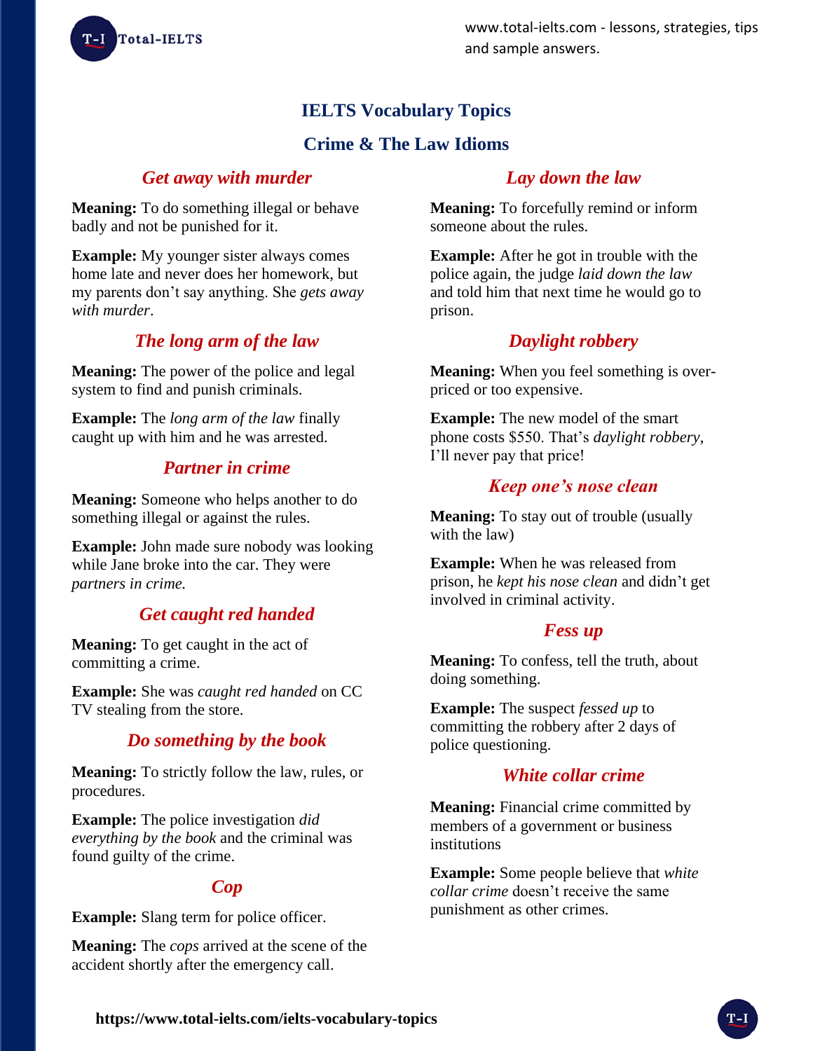# IELTS Vocabulary Topics

## Crime & The Law Idioms

### *Get away with murder*

**Meaning:** To do something illegal or behave badly and not be punished for it.

**Example:** My younger sister always comes home late and never does her homework, but my parents don't say anything. She *gets away with murder*.

### *The long arm of the law*

**Meaning:** The power of the police and legal system to find and punish criminals.

**Example:** The *long arm of the law* finally caught up with him and he was arrested.

### *Partner in crime*

**Meaning:** Someone who helps another to do something illegal or against the rules.

**Example:** John made sure nobody was looking while Jane broke into the car. They were *partners in crime.*

### *Get caught red handed*

**Meaning:** To get caught in the act of committing a crime.

**Example:** She was *caught red handed* on CC TV stealing from the store.

### *Do something by the book*

**Meaning:** To strictly follow the law, rules, or procedures.

**Example:** The police investigation *did everything by the book* and the criminal was found guilty of the crime.

### *Cop*

**Example:** Slang term for police officer.

**Meaning:** The *cops* arrived at the scene of the accident shortly after the emergency call.

### *Lay down the law*

**Meaning:** To forcefully remind or inform someone about the rules.

**Example:** After he got in trouble with the police again, the judge *laid down the law* and told him that next time he would go to prison.

### *Daylight robbery*

**Meaning:** When you feel something is over-priced or too expensive.

**Example:** The new model of the smart phone costs $550. That's *daylight robbery*, I'll never pay that price!

### *Keep one's nose clean*

**Meaning:** To stay out of trouble (usually with the law)

**Example:** When he was released from prison, he *kept his nose clean* and didn't get involved in criminal activity.

### *Fess up*

**Meaning:** To confess, tell the truth, about doing something.

**Example:** The suspect *fessed up* to committing the robbery after 2 days of police questioning.

### *White collar crime*

**Meaning:** Financial crime committed by members of a government or business institutions

**Example:** Some people believe that *white collar crime* doesn't receive the same punishment as other crimes.